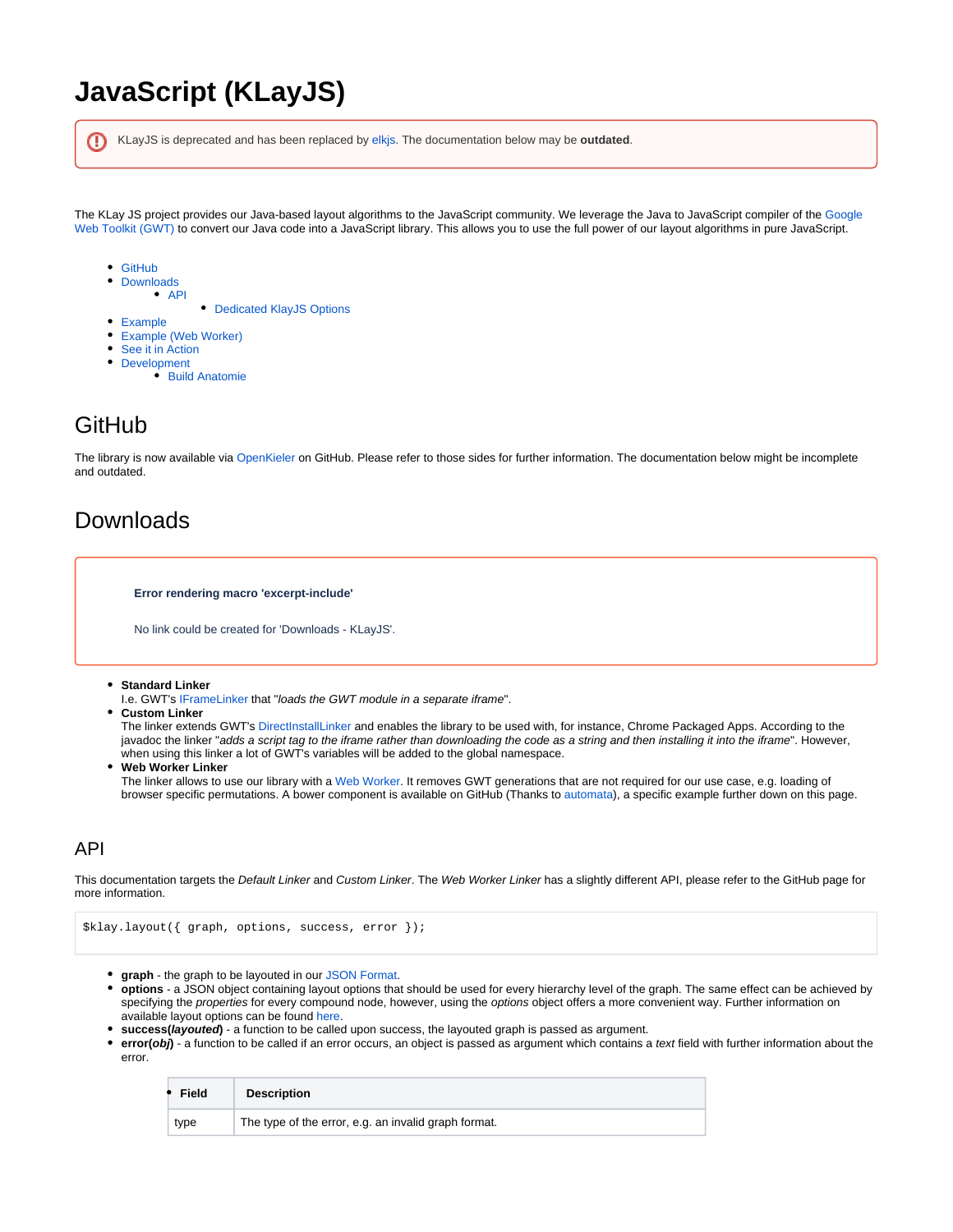# JavaScript (KLayJS)

KLayJS is deprecated and has been replaced by elkjs. The documentation below may be **outdated**.

The KLay JS project provides our Java-based layout algorithms to the JavaScript community. We leverage the Java to JavaScript compiler of the Google Web Toolkit (GWT) to convert our Java code into a JavaScript library. This allows you to use the full power of our layout algorithms in pure JavaScript.

- GitHub
- Downloads
  - API
    - Dedicated KlayJS Options
- Example
- Example (Web Worker)
- See it in Action
- Development
  - Build Anatomie

## GitHub

The library is now available via OpenKieler on GitHub. Please refer to those sides for further information. The documentation below might be incomplete and outdated.

## Downloads

**Error rendering macro 'excerpt-include'**

No link could be created for 'Downloads - KLayJS'.

- **Standard Linker**
  I.e. GWT's IFrameLinker that "*loads the GWT module in a separate iframe*".
- **Custom Linker**
  The linker extends GWT's DirectInstallLinker and enables the library to be used with, for instance, Chrome Packaged Apps. According to the javadoc the linker "*adds a script tag to the iframe rather than downloading the code as a string and then installing it into the iframe*". However, when using this linker a lot of GWT's variables will be added to the global namespace.
- **Web Worker Linker**
  The linker allows to use our library with a Web Worker. It removes GWT generations that are not required for our use case, e.g. loading of browser specific permutations. A bower component is available on GitHub (Thanks to automata), a specific example further down on this page.

### API

This documentation targets the *Default Linker* and *Custom Linker*. The *Web Worker Linker* has a slightly different API, please refer to the GitHub page for more information.

```
$klay.layout({ graph, options, success, error });
```

- **graph** - the graph to be layouted in our JSON Format.
- **options** - a JSON object containing layout options that should be used for every hierarchy level of the graph. The same effect can be achieved by specifying the *properties* for every compound node, however, using the *options* object offers a more convenient way. Further information on available layout options can be found here.
- **success(*layouted*)** - a function to be called upon success, the layouted graph is passed as argument.
- **error(*obj*)** - a function to be called if an error occurs, an object is passed as argument which contains a *text* field with further information about the error.

| Field | Description |
|---|---|
| type | The type of the error, e.g. an invalid graph format. |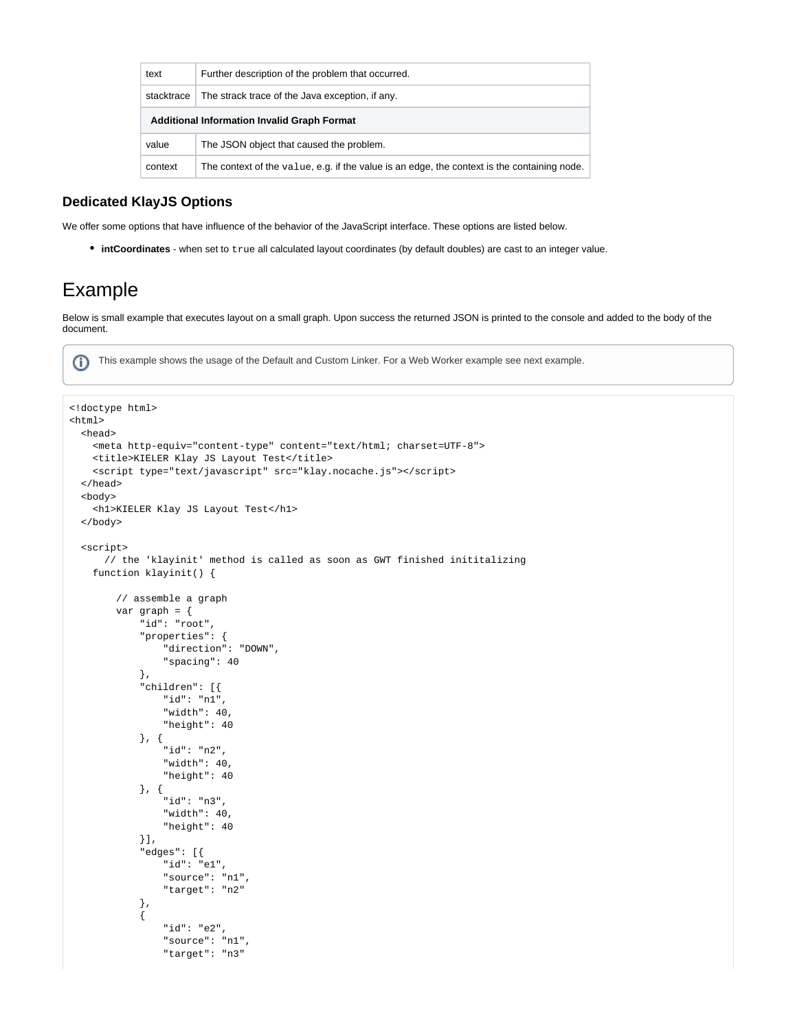| | |
|---|---|
| text | Further description of the problem that occurred. |
| stacktrace | The strack trace of the Java exception, if any. |
| **Additional Information Invalid Graph Format** | |
| value | The JSON object that caused the problem. |
| context | The context of the `value`, e.g. if the value is an edge, the context is the containing node. |

### Dedicated KlayJS Options

We offer some options that have influence of the behavior of the JavaScript interface. These options are listed below.

- **intCoordinates** - when set to `true` all calculated layout coordinates (by default doubles) are cast to an integer value.

# Example

Below is small example that executes layout on a small graph. Upon success the returned JSON is printed to the console and added to the body of the document.

> This example shows the usage of the Default and Custom Linker. For a Web Worker example see next example.

```
<!doctype html>
<html>
  <head>
    <meta http-equiv="content-type" content="text/html; charset=UTF-8">
    <title>KIELER Klay JS Layout Test</title>
    <script type="text/javascript" src="klay.nocache.js"></script>
  </head>
  <body>
    <h1>KIELER Klay JS Layout Test</h1>
  </body>

  <script>
      // the 'klayinit' method is called as soon as GWT finished inititalizing
    function klayinit() {

        // assemble a graph
        var graph = {
            "id": "root",
            "properties": {
                "direction": "DOWN",
                "spacing": 40
            },
            "children": [{
                "id": "n1",
                "width": 40,
                "height": 40
            }, {
                "id": "n2",
                "width": 40,
                "height": 40
            }, {
                "id": "n3",
                "width": 40,
                "height": 40
            }],
            "edges": [{
                "id": "e1",
                "source": "n1",
                "target": "n2"
            },
            {
                "id": "e2",
                "source": "n1",
                "target": "n3"
```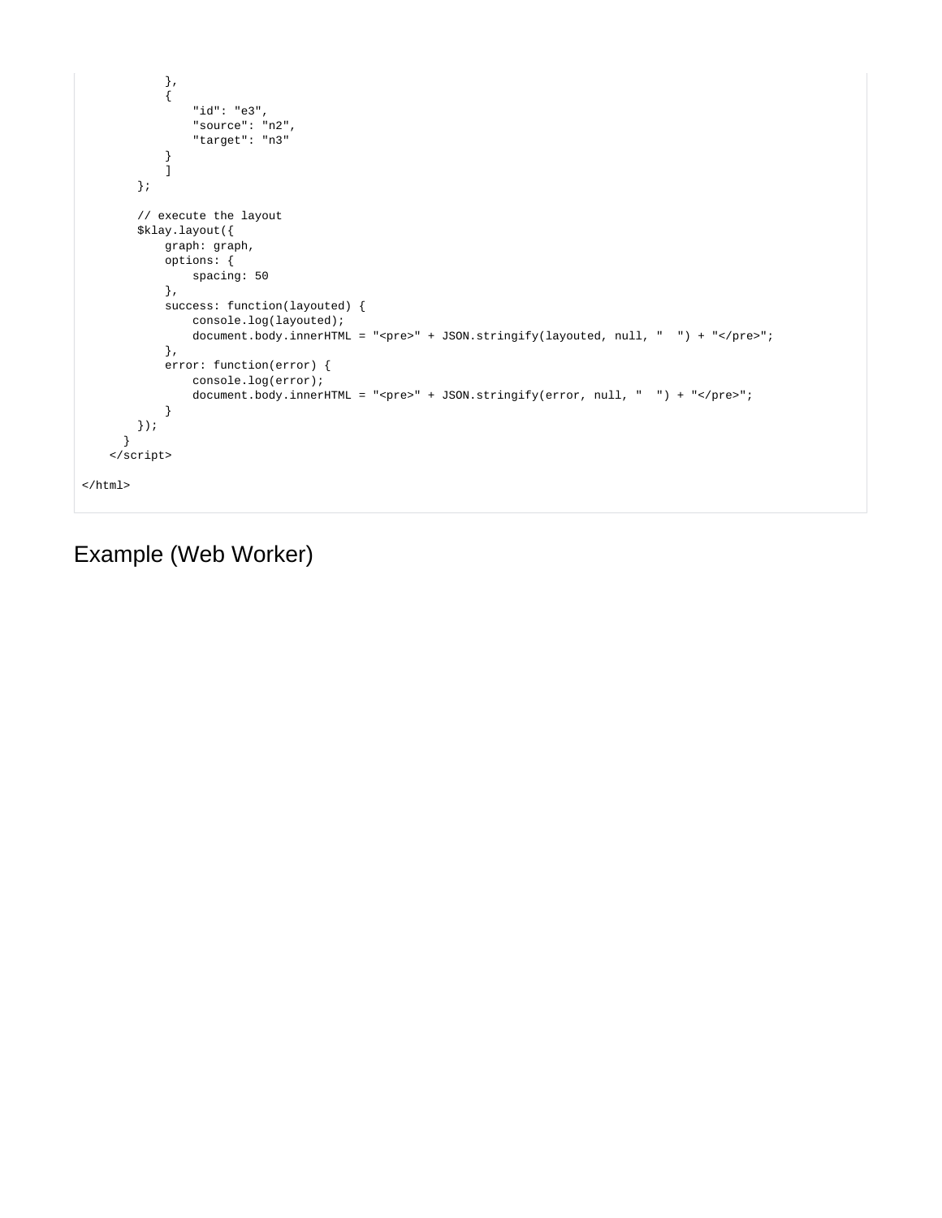```
            },
            {
                "id": "e3",
                "source": "n2",
                "target": "n3"
            }
            ]
        };

        // execute the layout
        $klay.layout({
            graph: graph,
            options: {
                spacing: 50
            },
            success: function(layouted) {
                console.log(layouted);
                document.body.innerHTML = "<pre>" + JSON.stringify(layouted, null, "  ") + "</pre>";
            },
            error: function(error) {
                console.log(error);
                document.body.innerHTML = "<pre>" + JSON.stringify(error, null, "  ") + "</pre>";
            }
        });
      }
    </script>

</html>
```

## Example (Web Worker)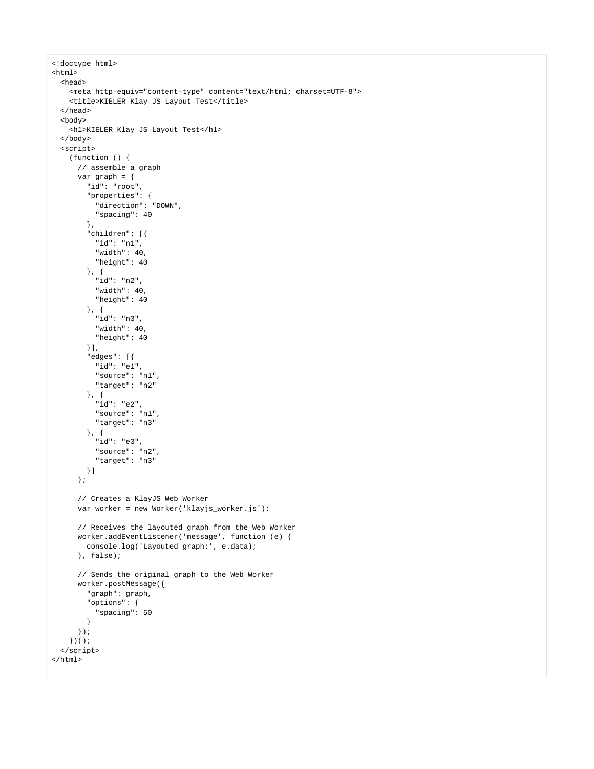```
<!doctype html>
<html>
  <head>
    <meta http-equiv="content-type" content="text/html; charset=UTF-8">
    <title>KIELER Klay JS Layout Test</title>
  </head>
  <body>
    <h1>KIELER Klay JS Layout Test</h1>
  </body>
  <script>
    (function () {
      // assemble a graph
      var graph = {
        "id": "root",
        "properties": {
          "direction": "DOWN",
          "spacing": 40
        },
        "children": [{
          "id": "n1",
          "width": 40,
          "height": 40
        }, {
          "id": "n2",
          "width": 40,
          "height": 40
        }, {
          "id": "n3",
          "width": 40,
          "height": 40
        }],
        "edges": [{
          "id": "e1",
          "source": "n1",
          "target": "n2"
        }, {
          "id": "e2",
          "source": "n1",
          "target": "n3"
        }, {
          "id": "e3",
          "source": "n2",
          "target": "n3"
        }]
      };

      // Creates a KlayJS Web Worker
      var worker = new Worker('klayjs_worker.js');

      // Receives the layouted graph from the Web Worker
      worker.addEventListener('message', function (e) {
        console.log('Layouted graph:', e.data);
      }, false);

      // Sends the original graph to the Web Worker
      worker.postMessage({
        "graph": graph,
        "options": {
          "spacing": 50
        }
      });
    })();
  </script>
</html>
```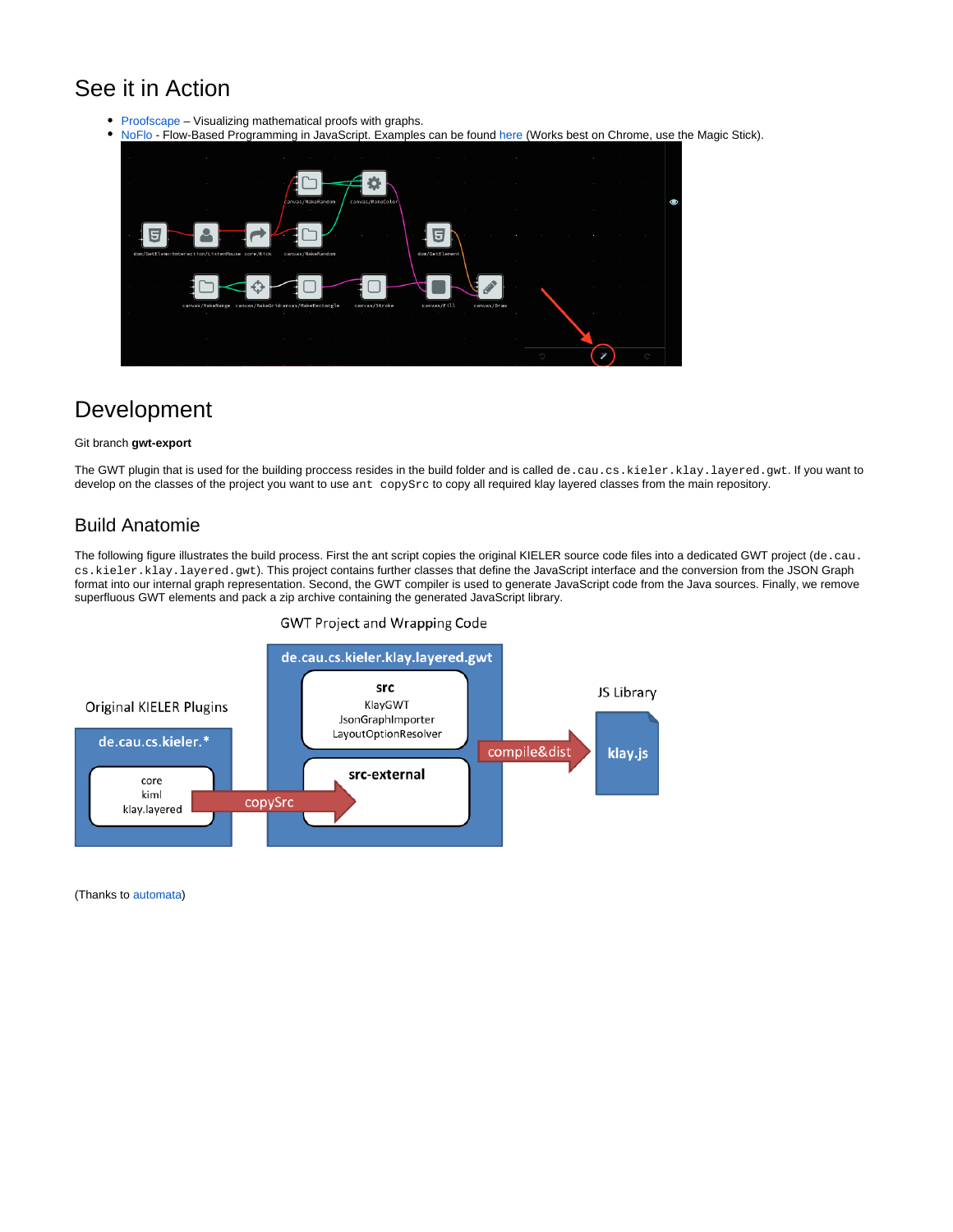## See it in Action

- Proofscape – Visualizing mathematical proofs with graphs.
- NoFlo - Flow-Based Programming in JavaScript. Examples can be found here (Works best on Chrome, use the Magic Stick).

## Development

Git branch **gwt-export**

The GWT plugin that is used for the building proccess resides in the build folder and is called `de.cau.cs.kieler.klay.layered.gwt`. If you want to develop on the classes of the project you want to use `ant copySrc` to copy all required klay layered classes from the main repository.

### Build Anatomie

The following figure illustrates the build process. First the ant script copies the original KIELER source code files into a dedicated GWT project (`de.cau.cs.kieler.klay.layered.gwt`). This project contains further classes that define the JavaScript interface and the conversion from the JSON Graph format into our internal graph representation. Second, the GWT compiler is used to generate JavaScript code from the Java sources. Finally, we remove superfluous GWT elements and pack a zip archive containing the generated JavaScript library.

GWT Project and Wrapping Code

de.cau.cs.kieler.klay.layered.gwt

src

KlayGWT

JsonGraphImporter

LayoutOptionResolver

src-external

Original KIELER Plugins

de.cau.cs.kieler.*

core

kiml

klay.layered

copySrc

compile&dist

JS Library

klay.js

(Thanks to automata)